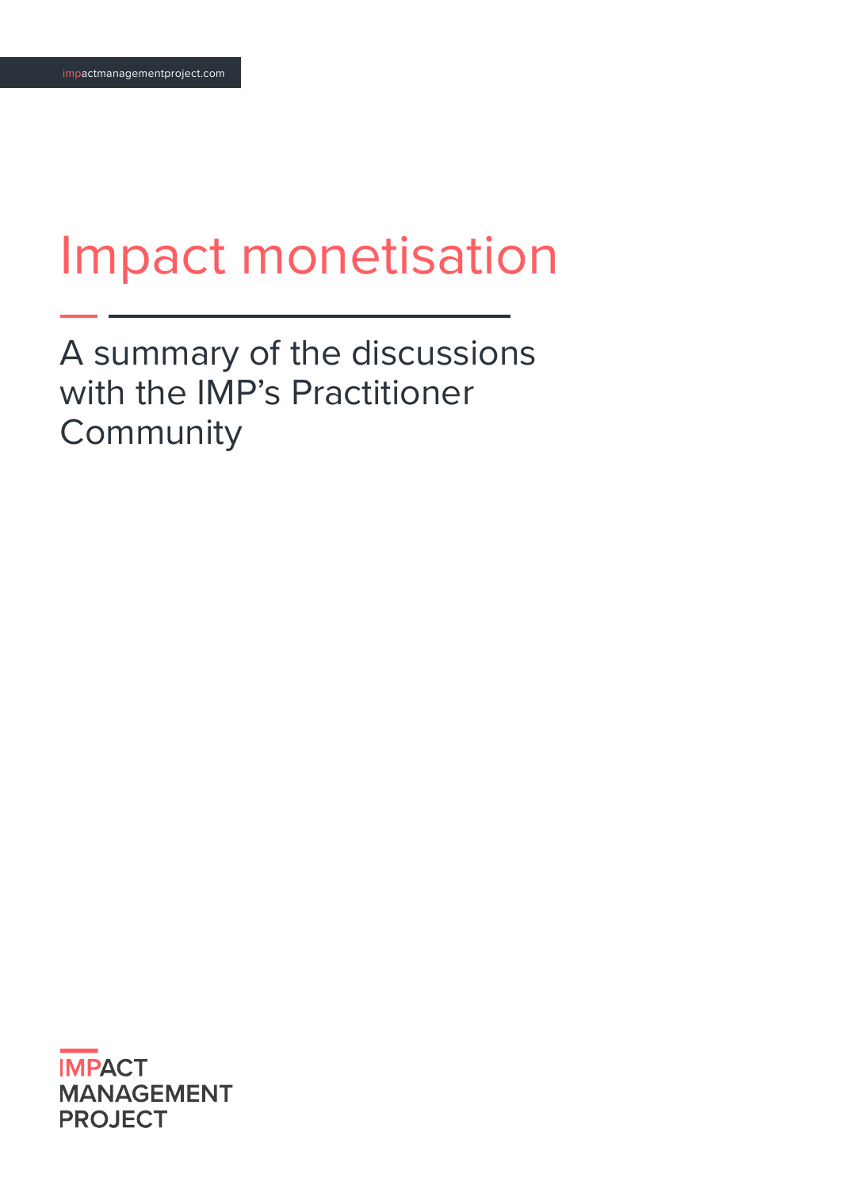impactmanagementproject.com

# Impact monetisation

## A summary of the discussions with the IMP's Practitioner Community

IMPACT
MANAGEMENT
PROJECT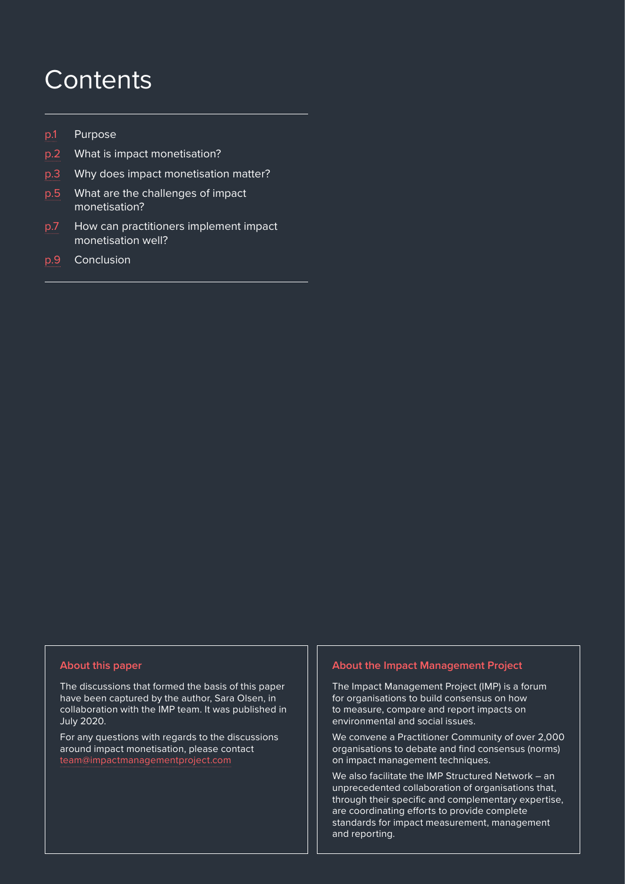# Contents

- p.1 Purpose
- p.2 What is impact monetisation?
- p.3 Why does impact monetisation matter?
- p.5 What are the challenges of impact monetisation?
- p.7 How can practitioners implement impact monetisation well?
- p.9 Conclusion

### About this paper

The discussions that formed the basis of this paper have been captured by the author, Sara Olsen, in collaboration with the IMP team. It was published in July 2020.

For any questions with regards to the discussions around impact monetisation, please contact team@impactmanagementproject.com

### About the Impact Management Project

The Impact Management Project (IMP) is a forum for organisations to build consensus on how to measure, compare and report impacts on environmental and social issues.

We convene a Practitioner Community of over 2,000 organisations to debate and find consensus (norms) on impact management techniques.

We also facilitate the IMP Structured Network – an unprecedented collaboration of organisations that, through their specific and complementary expertise, are coordinating efforts to provide complete standards for impact measurement, management and reporting.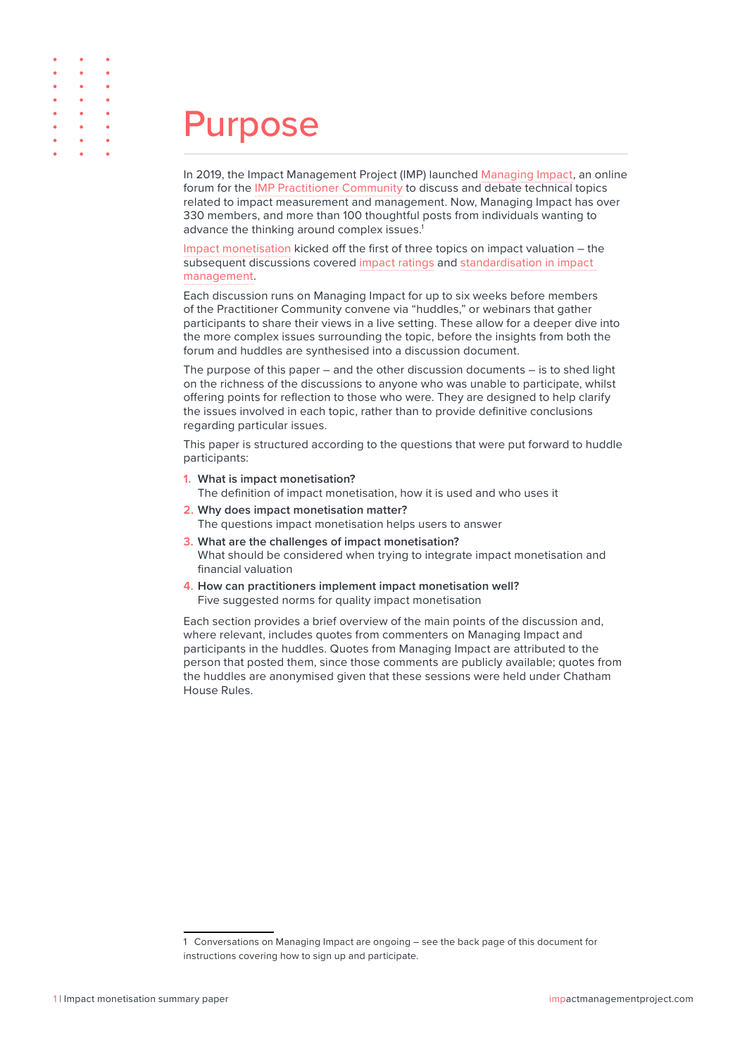# Purpose

In 2019, the Impact Management Project (IMP) launched Managing Impact, an online forum for the IMP Practitioner Community to discuss and debate technical topics related to impact measurement and management. Now, Managing Impact has over 330 members, and more than 100 thoughtful posts from individuals wanting to advance the thinking around complex issues.[1]

Impact monetisation kicked off the first of three topics on impact valuation – the subsequent discussions covered impact ratings and standardisation in impact management.

Each discussion runs on Managing Impact for up to six weeks before members of the Practitioner Community convene via "huddles," or webinars that gather participants to share their views in a live setting. These allow for a deeper dive into the more complex issues surrounding the topic, before the insights from both the forum and huddles are synthesised into a discussion document.

The purpose of this paper – and the other discussion documents – is to shed light on the richness of the discussions to anyone who was unable to participate, whilst offering points for reflection to those who were. They are designed to help clarify the issues involved in each topic, rather than to provide definitive conclusions regarding particular issues.

This paper is structured according to the questions that were put forward to huddle participants:

1. **What is impact monetisation?**
   The definition of impact monetisation, how it is used and who uses it
2. **Why does impact monetisation matter?**
   The questions impact monetisation helps users to answer
3. **What are the challenges of impact monetisation?**
   What should be considered when trying to integrate impact monetisation and financial valuation
4. **How can practitioners implement impact monetisation well?**
   Five suggested norms for quality impact monetisation

Each section provides a brief overview of the main points of the discussion and, where relevant, includes quotes from commenters on Managing Impact and participants in the huddles. Quotes from Managing Impact are attributed to the person that posted them, since those comments are publicly available; quotes from the huddles are anonymised given that these sessions were held under Chatham House Rules.

1 Conversations on Managing Impact are ongoing – see the back page of this document for instructions covering how to sign up and participate.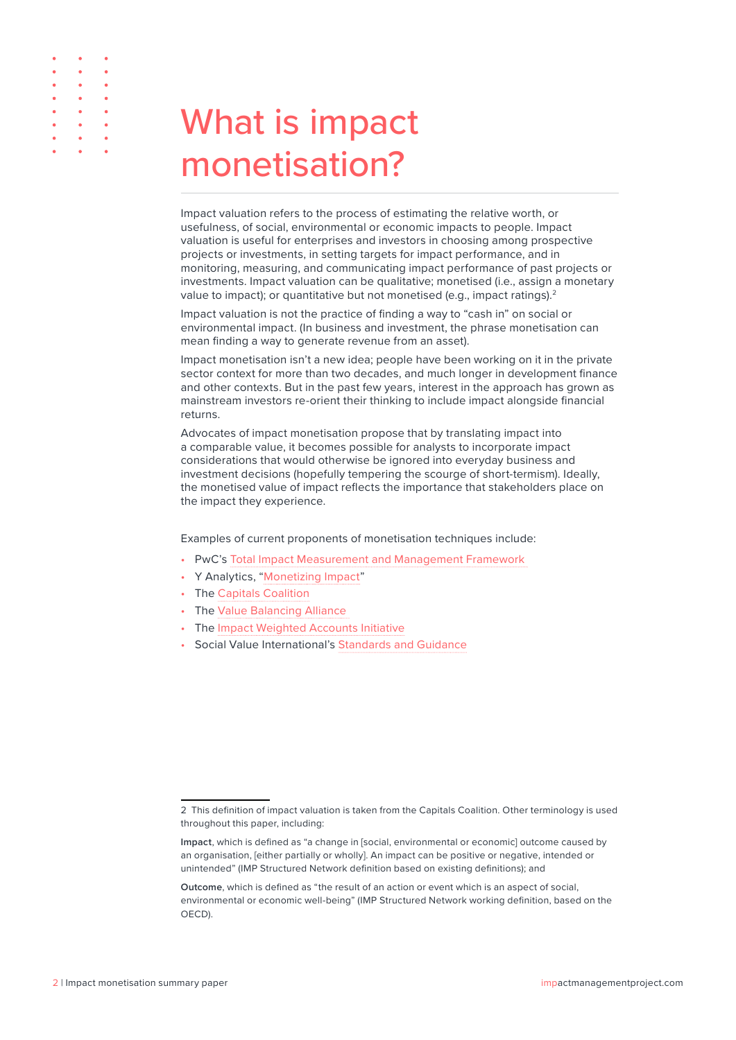# What is impact monetisation?

Impact valuation refers to the process of estimating the relative worth, or usefulness, of social, environmental or economic impacts to people. Impact valuation is useful for enterprises and investors in choosing among prospective projects or investments, in setting targets for impact performance, and in monitoring, measuring, and communicating impact performance of past projects or investments. Impact valuation can be qualitative; monetised (i.e., assign a monetary value to impact); or quantitative but not monetised (e.g., impact ratings).[2]

Impact valuation is not the practice of finding a way to "cash in" on social or environmental impact. (In business and investment, the phrase monetisation can mean finding a way to generate revenue from an asset).

Impact monetisation isn't a new idea; people have been working on it in the private sector context for more than two decades, and much longer in development finance and other contexts. But in the past few years, interest in the approach has grown as mainstream investors re-orient their thinking to include impact alongside financial returns.

Advocates of impact monetisation propose that by translating impact into a comparable value, it becomes possible for analysts to incorporate impact considerations that would otherwise be ignored into everyday business and investment decisions (hopefully tempering the scourge of short-termism). Ideally, the monetised value of impact reflects the importance that stakeholders place on the impact they experience.

Examples of current proponents of monetisation techniques include:

- PwC's Total Impact Measurement and Management Framework
- Y Analytics, "Monetizing Impact"
- The Capitals Coalition
- The Value Balancing Alliance
- The Impact Weighted Accounts Initiative
- Social Value International's Standards and Guidance

---

2 This definition of impact valuation is taken from the Capitals Coalition. Other terminology is used throughout this paper, including:

**Impact**, which is defined as "a change in [social, environmental or economic] outcome caused by an organisation, [either partially or wholly]. An impact can be positive or negative, intended or unintended" (IMP Structured Network definition based on existing definitions); and

**Outcome**, which is defined as "the result of an action or event which is an aspect of social, environmental or economic well-being" (IMP Structured Network working definition, based on the OECD).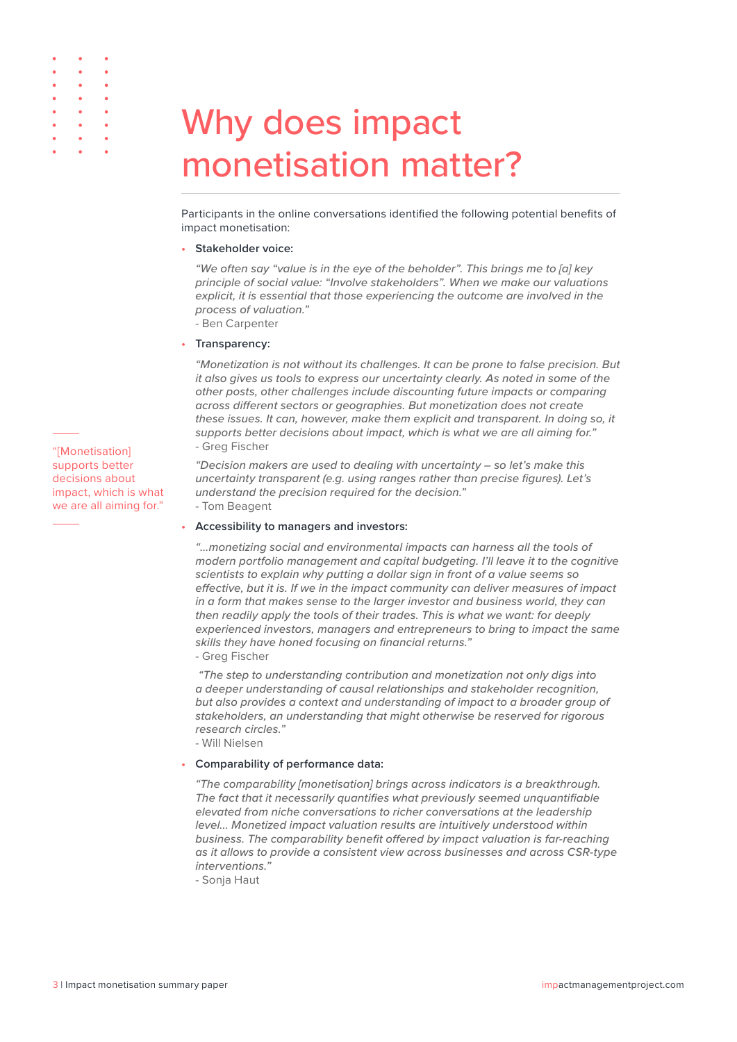# Why does impact monetisation matter?

Participants in the online conversations identified the following potential benefits of impact monetisation:

- **Stakeholder voice:**

  *"We often say "value is in the eye of the beholder". This brings me to [a] key principle of social value: "Involve stakeholders". When we make our valuations explicit, it is essential that those experiencing the outcome are involved in the process of valuation."*
  - Ben Carpenter

- **Transparency:**

  *"Monetization is not without its challenges. It can be prone to false precision. But it also gives us tools to express our uncertainty clearly. As noted in some of the other posts, other challenges include discounting future impacts or comparing across different sectors or geographies. But monetization does not create these issues. It can, however, make them explicit and transparent. In doing so, it supports better decisions about impact, which is what we are all aiming for."*
  - Greg Fischer

  *"Decision makers are used to dealing with uncertainty – so let's make this uncertainty transparent (e.g. using ranges rather than precise figures). Let's understand the precision required for the decision."*
  - Tom Beagent

> "[Monetisation] supports better decisions about impact, which is what we are all aiming for."

- **Accessibility to managers and investors:**

  *"…monetizing social and environmental impacts can harness all the tools of modern portfolio management and capital budgeting. I'll leave it to the cognitive scientists to explain why putting a dollar sign in front of a value seems so effective, but it is. If we in the impact community can deliver measures of impact in a form that makes sense to the larger investor and business world, they can then readily apply the tools of their trades. This is what we want: for deeply experienced investors, managers and entrepreneurs to bring to impact the same skills they have honed focusing on financial returns."*
  - Greg Fischer

  *"The step to understanding contribution and monetization not only digs into a deeper understanding of causal relationships and stakeholder recognition, but also provides a context and understanding of impact to a broader group of stakeholders, an understanding that might otherwise be reserved for rigorous research circles."*
  - Will Nielsen

- **Comparability of performance data:**

  *"The comparability [monetisation] brings across indicators is a breakthrough. The fact that it necessarily quantifies what previously seemed unquantifiable elevated from niche conversations to richer conversations at the leadership level… Monetized impact valuation results are intuitively understood within business. The comparability benefit offered by impact valuation is far-reaching as it allows to provide a consistent view across businesses and across CSR-type interventions."*
  - Sonja Haut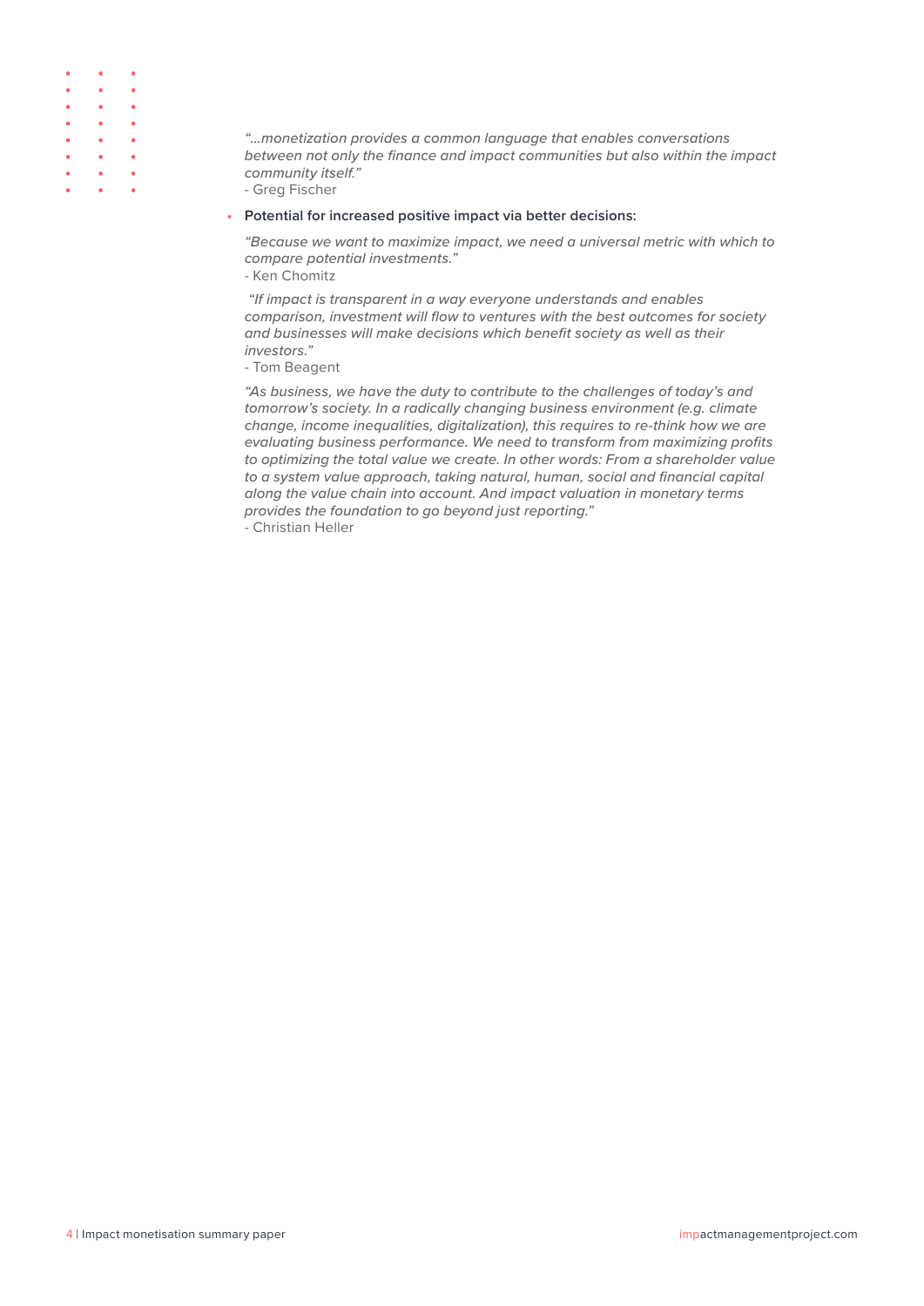*"…monetization provides a common language that enables conversations between not only the finance and impact communities but also within the impact community itself."*
- Greg Fischer

- **Potential for increased positive impact via better decisions:**

  *"Because we want to maximize impact, we need a universal metric with which to compare potential investments."*
  - Ken Chomitz

  *"If impact is transparent in a way everyone understands and enables comparison, investment will flow to ventures with the best outcomes for society and businesses will make decisions which benefit society as well as their investors."*
  - Tom Beagent

  *"As business, we have the duty to contribute to the challenges of today's and tomorrow's society. In a radically changing business environment (e.g. climate change, income inequalities, digitalization), this requires to re-think how we are evaluating business performance. We need to transform from maximizing profits to optimizing the total value we create. In other words: From a shareholder value to a system value approach, taking natural, human, social and financial capital along the value chain into account. And impact valuation in monetary terms provides the foundation to go beyond just reporting."*
  - Christian Heller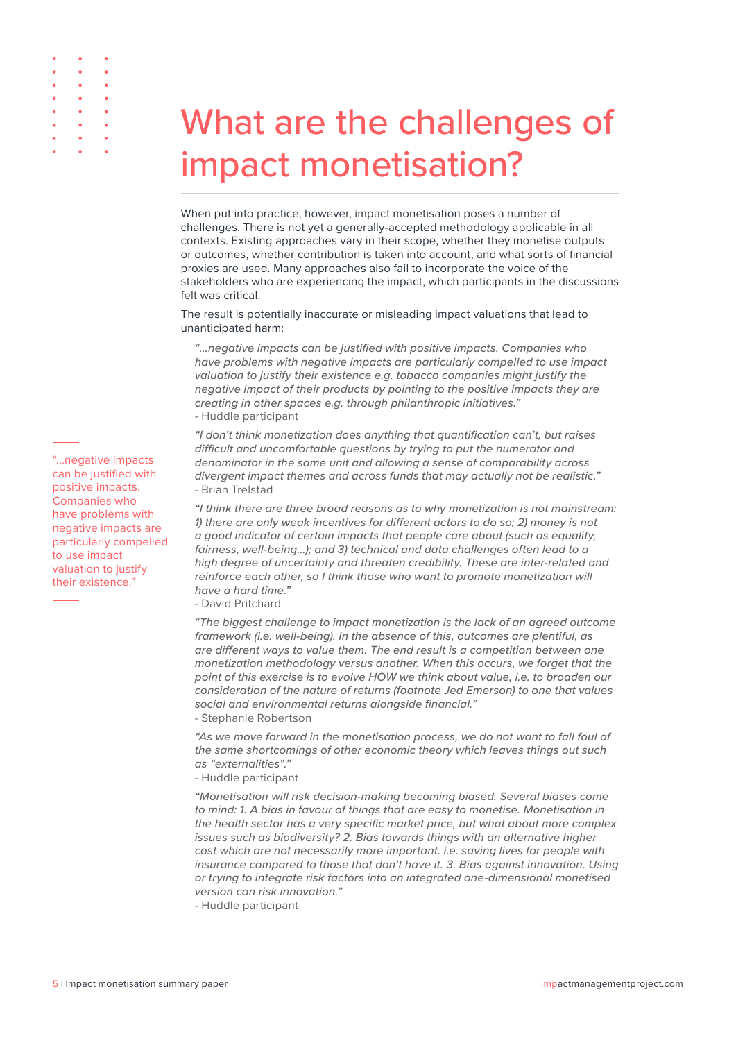# What are the challenges of impact monetisation?

When put into practice, however, impact monetisation poses a number of challenges. There is not yet a generally-accepted methodology applicable in all contexts. Existing approaches vary in their scope, whether they monetise outputs or outcomes, whether contribution is taken into account, and what sorts of financial proxies are used. Many approaches also fail to incorporate the voice of the stakeholders who are experiencing the impact, which participants in the discussions felt was critical.

The result is potentially inaccurate or misleading impact valuations that lead to unanticipated harm:

> *"...negative impacts can be justified with positive impacts. Companies who have problems with negative impacts are particularly compelled to use impact valuation to justify their existence e.g. tobacco companies might justify the negative impact of their products by pointing to the positive impacts they are creating in other spaces e.g. through philanthropic initiatives."*
> - Huddle participant

> *"I don't think monetization does anything that quantification can't, but raises difficult and uncomfortable questions by trying to put the numerator and denominator in the same unit and allowing a sense of comparability across divergent impact themes and across funds that may actually not be realistic."*
> - Brian Trelstad

> *"I think there are three broad reasons as to why monetization is not mainstream: 1) there are only weak incentives for different actors to do so; 2) money is not a good indicator of certain impacts that people care about (such as equality, fairness, well-being...); and 3) technical and data challenges often lead to a high degree of uncertainty and threaten credibility. These are inter-related and reinforce each other, so I think those who want to promote monetization will have a hard time."*
> - David Pritchard

> *"The biggest challenge to impact monetization is the lack of an agreed outcome framework (i.e. well-being). In the absence of this, outcomes are plentiful, as are different ways to value them. The end result is a competition between one monetization methodology versus another. When this occurs, we forget that the point of this exercise is to evolve HOW we think about value, i.e. to broaden our consideration of the nature of returns (footnote Jed Emerson) to one that values social and environmental returns alongside financial."*
> - Stephanie Robertson

> *"As we move forward in the monetisation process, we do not want to fall foul of the same shortcomings of other economic theory which leaves things out such as "externalities"."*
> - Huddle participant

> *"Monetisation will risk decision-making becoming biased. Several biases come to mind: 1. A bias in favour of things that are easy to monetise. Monetisation in the health sector has a very specific market price, but what about more complex issues such as biodiversity? 2. Bias towards things with an alternative higher cost which are not necessarily more important. i.e. saving lives for people with insurance compared to those that don't have it. 3. Bias against innovation. Using or trying to integrate risk factors into an integrated one-dimensional monetised version can risk innovation."*
> - Huddle participant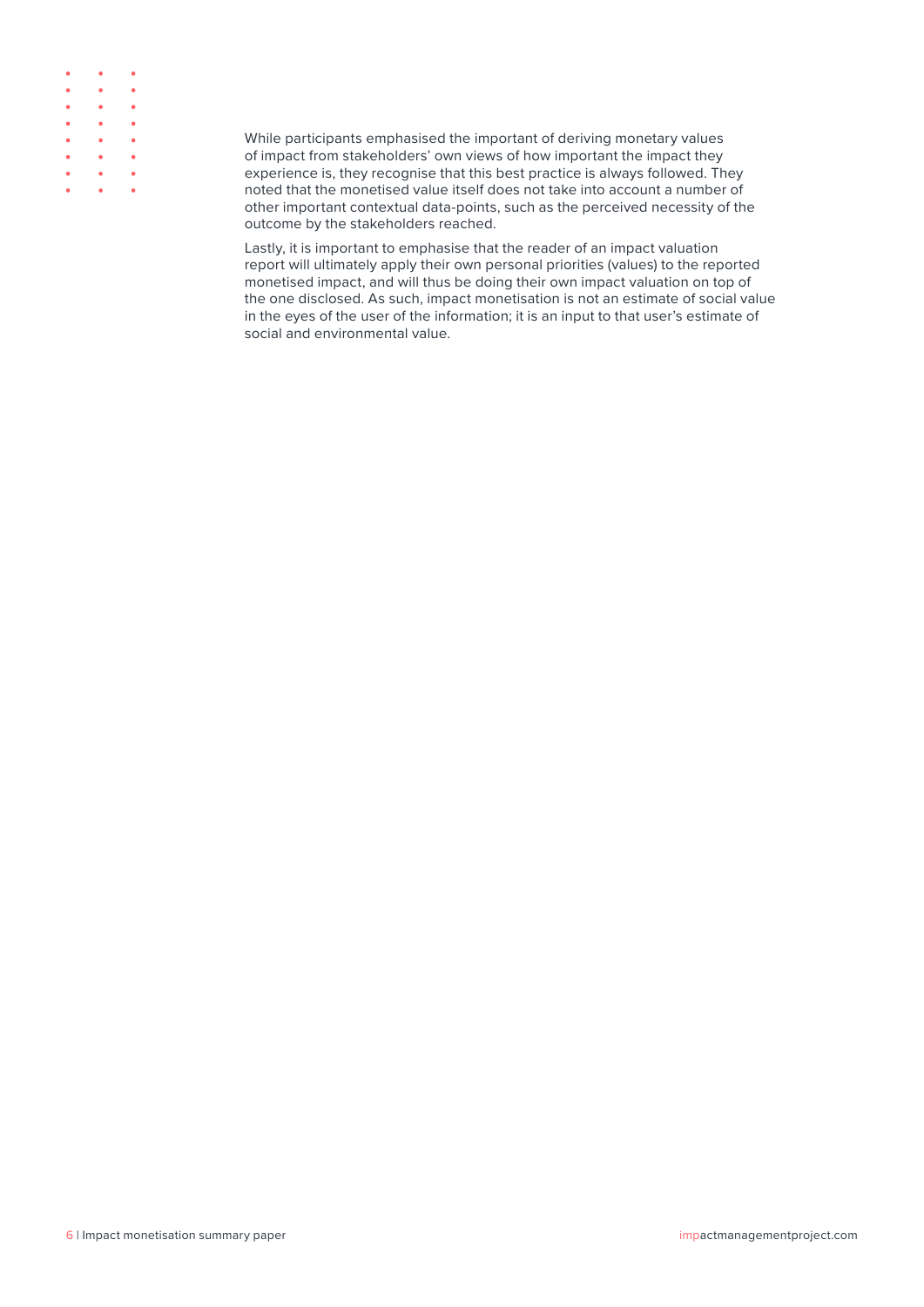While participants emphasised the important of deriving monetary values of impact from stakeholders' own views of how important the impact they experience is, they recognise that this best practice is always followed. They noted that the monetised value itself does not take into account a number of other important contextual data-points, such as the perceived necessity of the outcome by the stakeholders reached.

Lastly, it is important to emphasise that the reader of an impact valuation report will ultimately apply their own personal priorities (values) to the reported monetised impact, and will thus be doing their own impact valuation on top of the one disclosed. As such, impact monetisation is not an estimate of social value in the eyes of the user of the information; it is an input to that user's estimate of social and environmental value.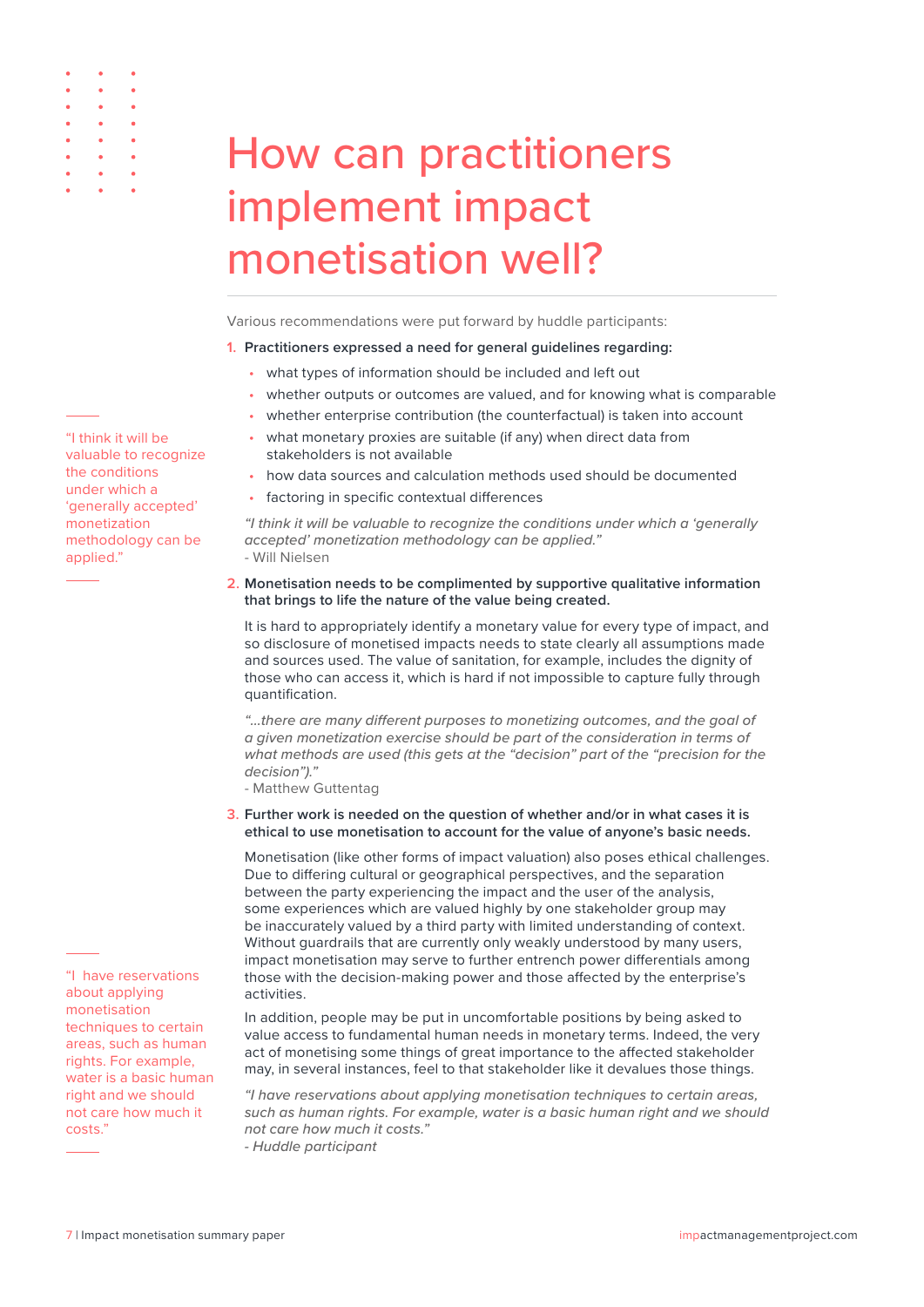# How can practitioners implement impact monetisation well?

Various recommendations were put forward by huddle participants:

1. **Practitioners expressed a need for general guidelines regarding:**
   - what types of information should be included and left out
   - whether outputs or outcomes are valued, and for knowing what is comparable
   - whether enterprise contribution (the counterfactual) is taken into account
   - what monetary proxies are suitable (if any) when direct data from stakeholders is not available
   - how data sources and calculation methods used should be documented
   - factoring in specific contextual differences

   *"I think it will be valuable to recognize the conditions under which a 'generally accepted' monetization methodology can be applied."*
   - Will Nielsen

2. **Monetisation needs to be complimented by supportive qualitative information that brings to life the nature of the value being created.**

   It is hard to appropriately identify a monetary value for every type of impact, and so disclosure of monetised impacts needs to state clearly all assumptions made and sources used. The value of sanitation, for example, includes the dignity of those who can access it, which is hard if not impossible to capture fully through quantification.

   *"...there are many different purposes to monetizing outcomes, and the goal of a given monetization exercise should be part of the consideration in terms of what methods are used (this gets at the "decision" part of the "precision for the decision")."*
   - Matthew Guttentag

3. **Further work is needed on the question of whether and/or in what cases it is ethical to use monetisation to account for the value of anyone's basic needs.**

   Monetisation (like other forms of impact valuation) also poses ethical challenges. Due to differing cultural or geographical perspectives, and the separation between the party experiencing the impact and the user of the analysis, some experiences which are valued highly by one stakeholder group may be inaccurately valued by a third party with limited understanding of context. Without guardrails that are currently only weakly understood by many users, impact monetisation may serve to further entrench power differentials among those with the decision-making power and those affected by the enterprise's activities.

   In addition, people may be put in uncomfortable positions by being asked to value access to fundamental human needs in monetary terms. Indeed, the very act of monetising some things of great importance to the affected stakeholder may, in several instances, feel to that stakeholder like it devalues those things.

   *"I have reservations about applying monetisation techniques to certain areas, such as human rights. For example, water is a basic human right and we should not care how much it costs."*
   *- Huddle participant*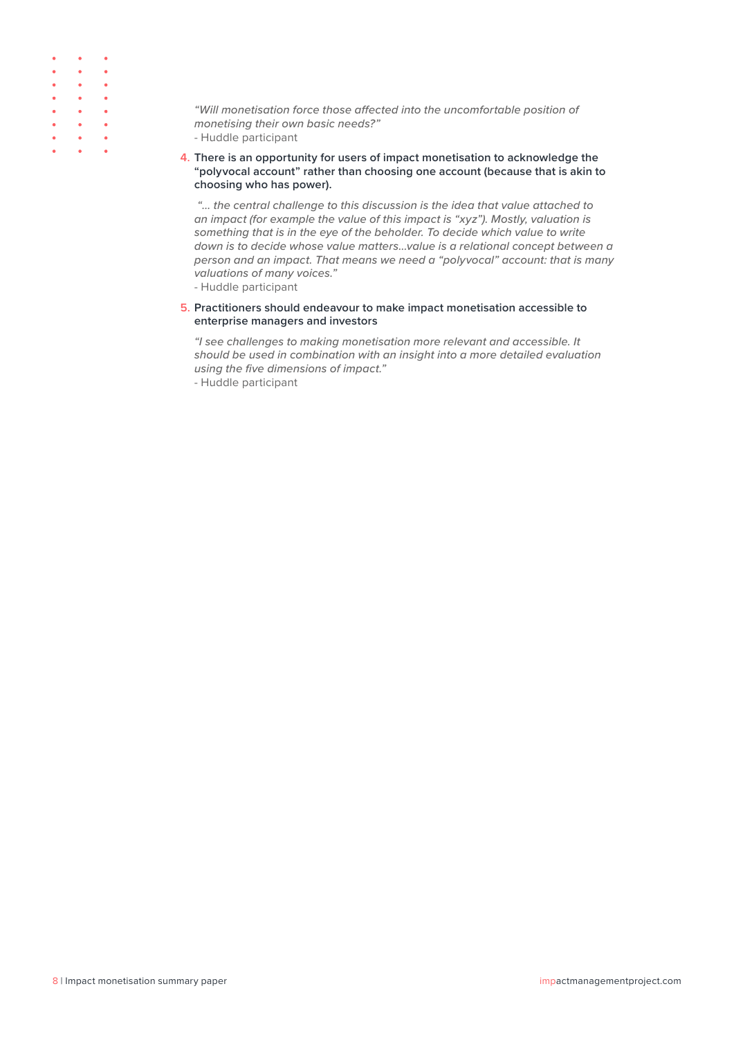*"Will monetisation force those affected into the uncomfortable position of monetising their own basic needs?"*
- Huddle participant

4. **There is an opportunity for users of impact monetisation to acknowledge the "polyvocal account" rather than choosing one account (because that is akin to choosing who has power).**

*"... the central challenge to this discussion is the idea that value attached to an impact (for example the value of this impact is "xyz"). Mostly, valuation is something that is in the eye of the beholder. To decide which value to write down is to decide whose value matters...value is a relational concept between a person and an impact. That means we need a "polyvocal" account: that is many valuations of many voices."*
- Huddle participant

5. **Practitioners should endeavour to make impact monetisation accessible to enterprise managers and investors**

*"I see challenges to making monetisation more relevant and accessible. It should be used in combination with an insight into a more detailed evaluation using the five dimensions of impact."*
- Huddle participant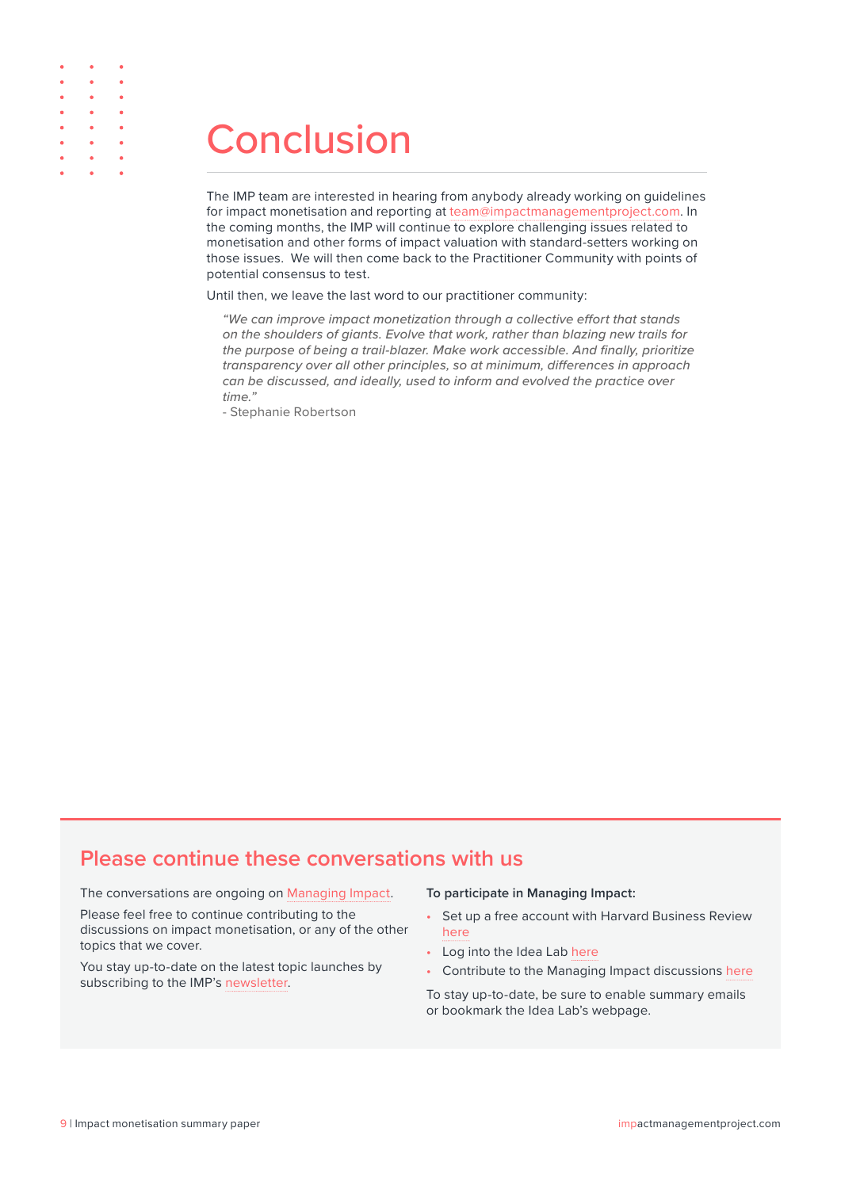# Conclusion

The IMP team are interested in hearing from anybody already working on guidelines for impact monetisation and reporting at team@impactmanagementproject.com. In the coming months, the IMP will continue to explore challenging issues related to monetisation and other forms of impact valuation with standard-setters working on those issues. We will then come back to the Practitioner Community with points of potential consensus to test.

Until then, we leave the last word to our practitioner community:

> *"We can improve impact monetization through a collective effort that stands on the shoulders of giants. Evolve that work, rather than blazing new trails for the purpose of being a trail-blazer. Make work accessible. And finally, prioritize transparency over all other principles, so at minimum, differences in approach can be discussed, and ideally, used to inform and evolved the practice over time."*
>
> \- Stephanie Robertson

## Please continue these conversations with us

The conversations are ongoing on Managing Impact.

Please feel free to continue contributing to the discussions on impact monetisation, or any of the other topics that we cover.

You stay up-to-date on the latest topic launches by subscribing to the IMP's newsletter.

**To participate in Managing Impact:**

- Set up a free account with Harvard Business Review here
- Log into the Idea Lab here
- Contribute to the Managing Impact discussions here

To stay up-to-date, be sure to enable summary emails or bookmark the Idea Lab's webpage.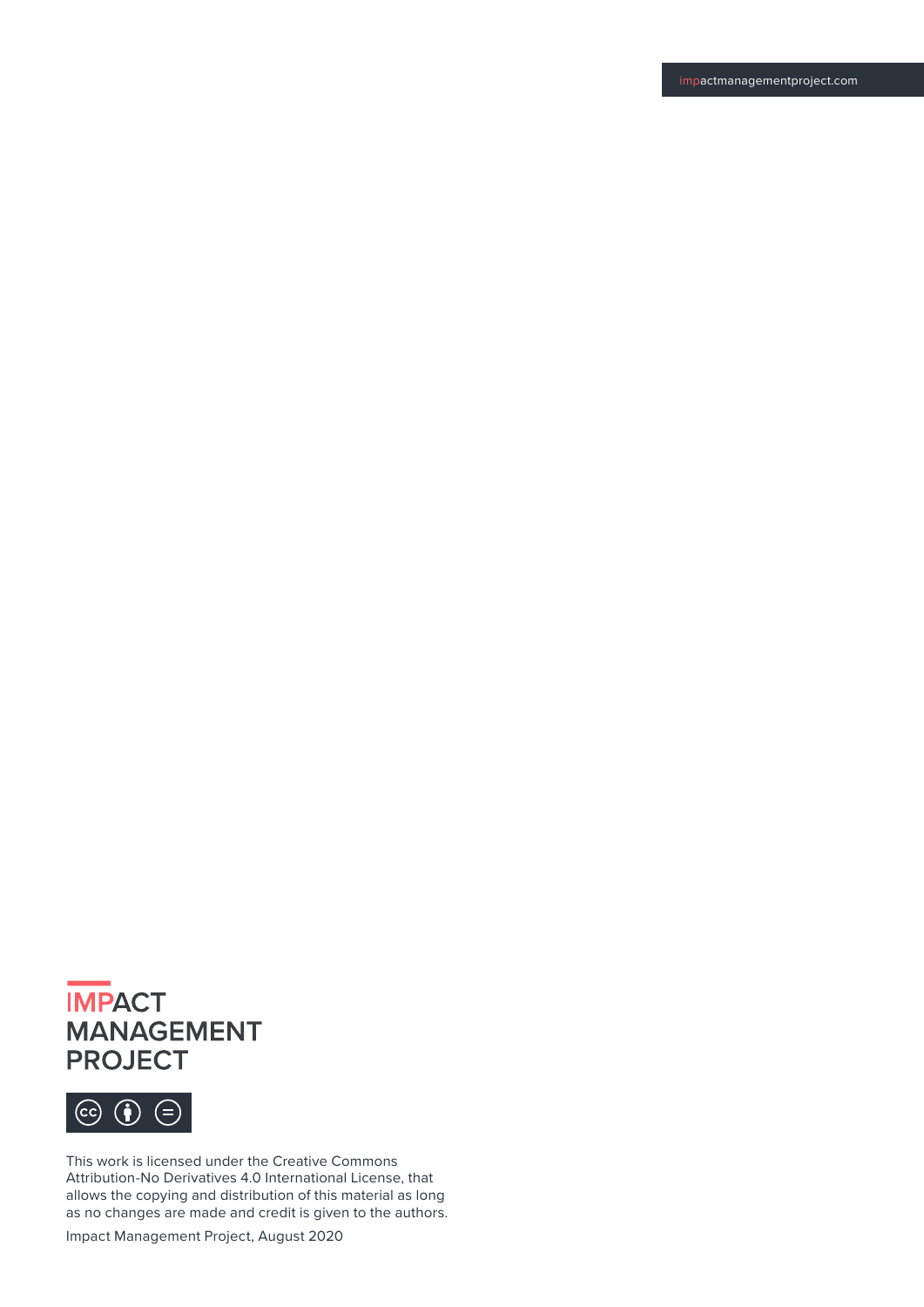impactmanagementproject.com

IMPACT
MANAGEMENT
PROJECT

This work is licensed under the Creative Commons Attribution-No Derivatives 4.0 International License, that allows the copying and distribution of this material as long as no changes are made and credit is given to the authors.

Impact Management Project, August 2020